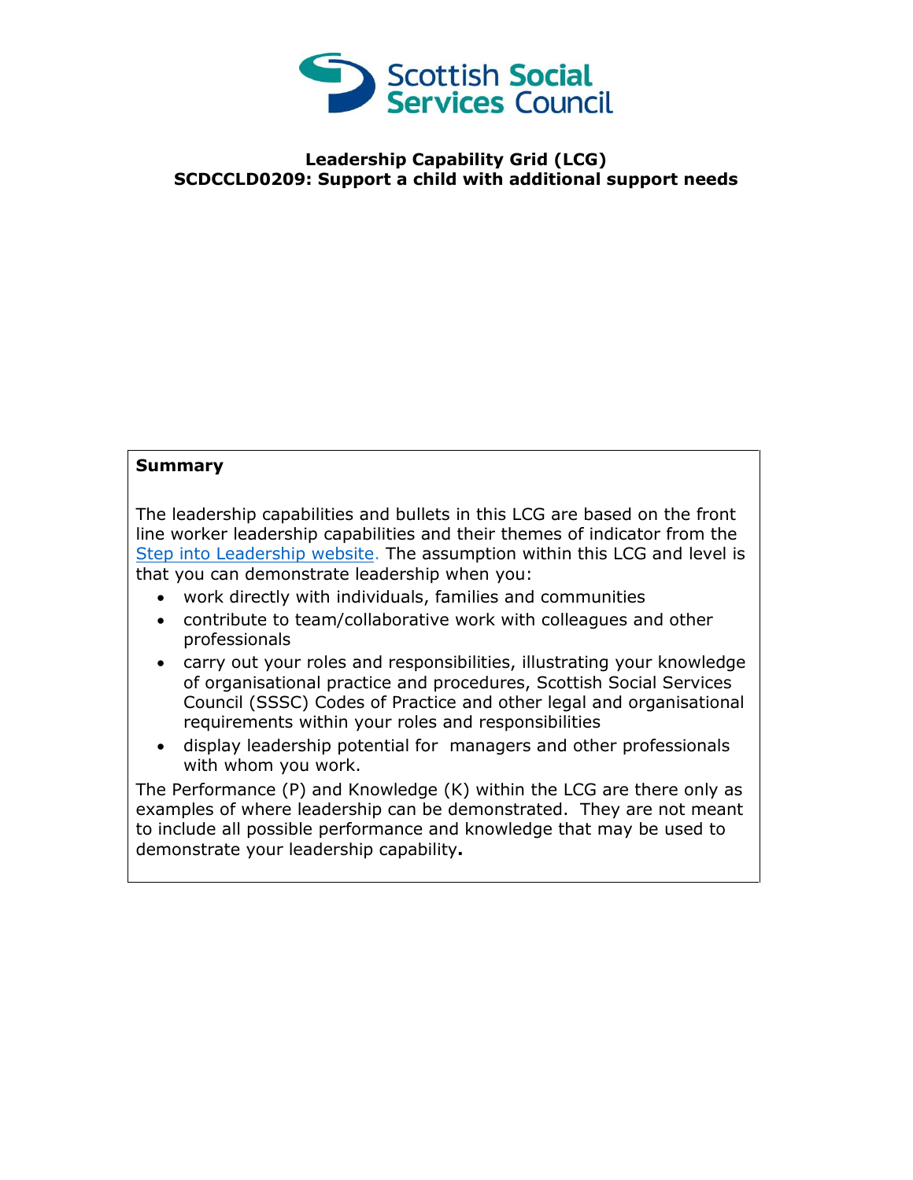Scottish Social Services Council

# Leadership Capability Grid (LCG)
## SCDCCLD0209: Support a child with additional support needs

**Summary**

The leadership capabilities and bullets in this LCG are based on the front line worker leadership capabilities and their themes of indicator from the [Step into Leadership website.](Step into Leadership website) The assumption within this LCG and level is that you can demonstrate leadership when you:

- work directly with individuals, families and communities
- contribute to team/collaborative work with colleagues and other professionals
- carry out your roles and responsibilities, illustrating your knowledge of organisational practice and procedures, Scottish Social Services Council (SSSC) Codes of Practice and other legal and organisational requirements within your roles and responsibilities
- display leadership potential for managers and other professionals with whom you work.

The Performance (P) and Knowledge (K) within the LCG are there only as examples of where leadership can be demonstrated. They are not meant to include all possible performance and knowledge that may be used to demonstrate your leadership capability**.**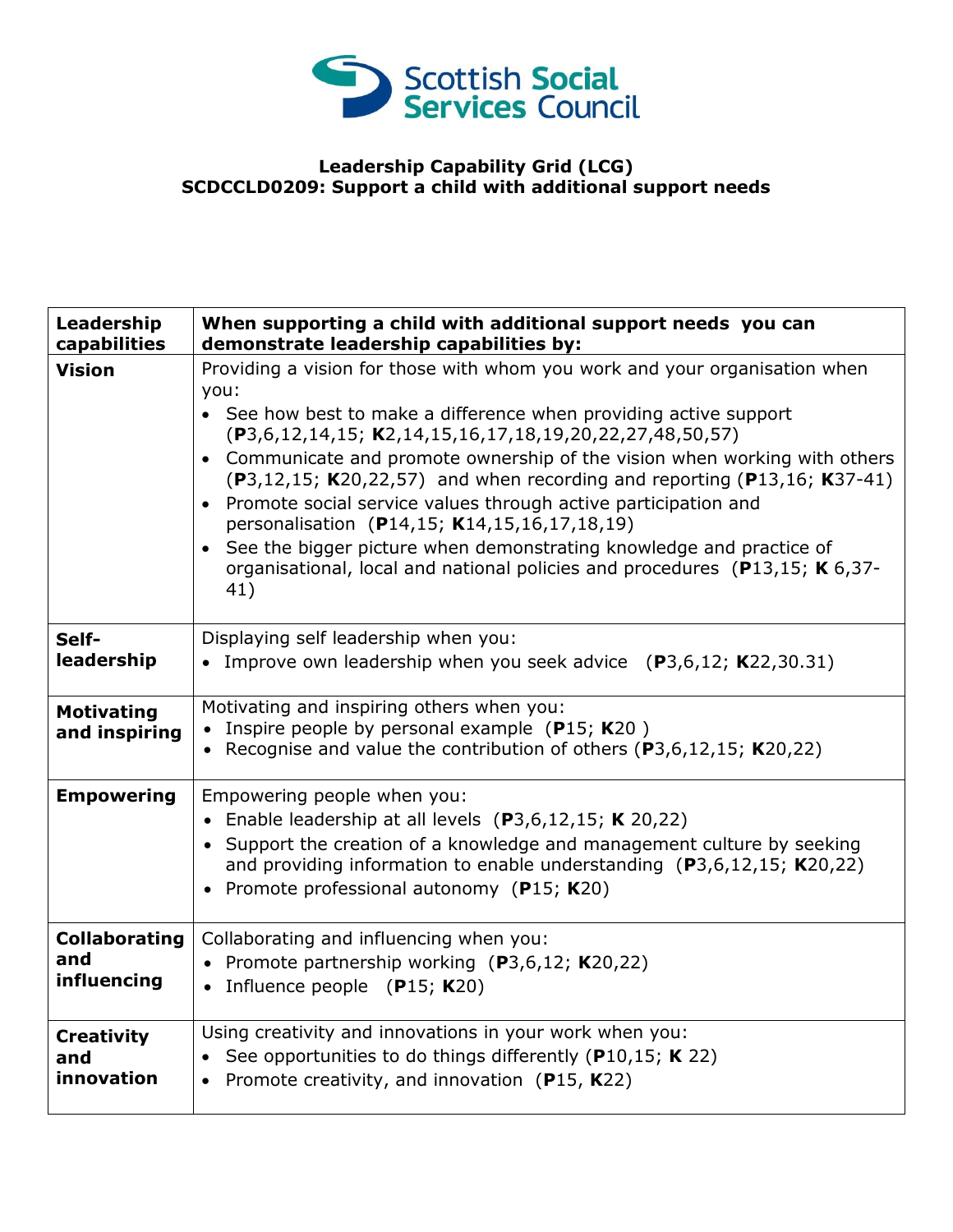**Leadership Capability Grid (LCG)**
**SCDCCLD0209: Support a child with additional support needs**

| **Leadership capabilities** | **When supporting a child with additional support needs you can demonstrate leadership capabilities by:** |
|---|---|
| **Vision** | Providing a vision for those with whom you work and your organisation when you:<br>• See how best to make a difference when providing active support (**P**3,6,12,14,15; **K**2,14,15,16,17,18,19,20,22,27,48,50,57)<br>• Communicate and promote ownership of the vision when working with others (**P**3,12,15; **K**20,22,57) and when recording and reporting (**P**13,16; **K**37-41)<br>• Promote social service values through active participation and personalisation (**P**14,15; **K**14,15,16,17,18,19)<br>• See the bigger picture when demonstrating knowledge and practice of organisational, local and national policies and procedures (**P**13,15; **K** 6,37-41) |
| **Self-leadership** | Displaying self leadership when you:<br>• Improve own leadership when you seek advice (**P**3,6,12; **K**22,30.31) |
| **Motivating and inspiring** | Motivating and inspiring others when you:<br>• Inspire people by personal example (**P**15; **K**20 )<br>• Recognise and value the contribution of others (**P**3,6,12,15; **K**20,22) |
| **Empowering** | Empowering people when you:<br>• Enable leadership at all levels (**P**3,6,12,15; **K** 20,22)<br>• Support the creation of a knowledge and management culture by seeking and providing information to enable understanding (**P**3,6,12,15; **K**20,22)<br>• Promote professional autonomy (**P**15; **K**20) |
| **Collaborating and influencing** | Collaborating and influencing when you:<br>• Promote partnership working (**P**3,6,12; **K**20,22)<br>• Influence people (**P**15; **K**20) |
| **Creativity and innovation** | Using creativity and innovations in your work when you:<br>• See opportunities to do things differently (**P**10,15; **K** 22)<br>• Promote creativity, and innovation (**P**15, **K**22) |